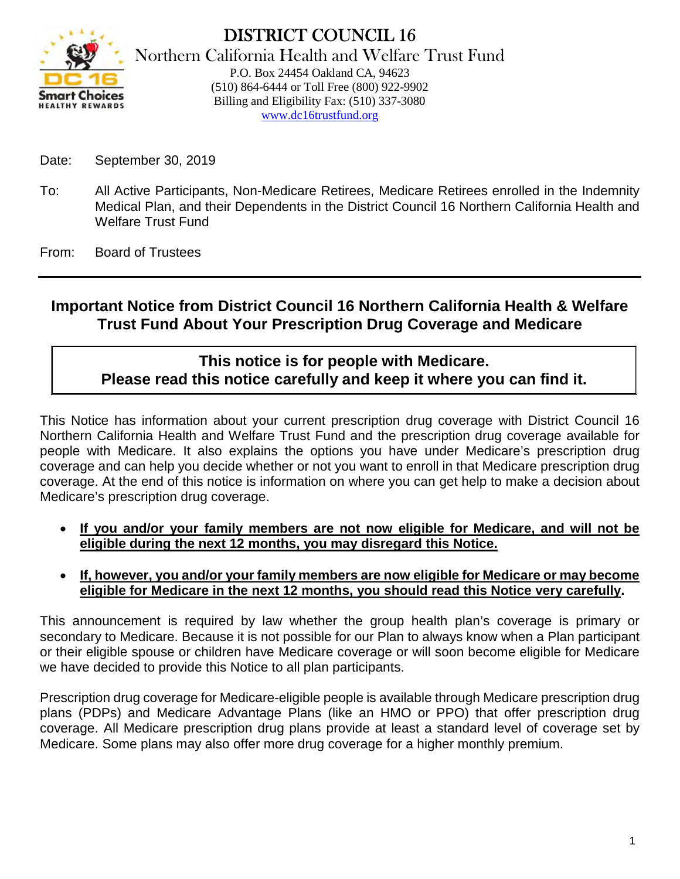# DISTRICT COUNCIL 16

Northern California Health and Welfare Trust Fund

P.O. Box 24454 Oakland CA, 94623
(510) 864-6444 or Toll Free (800) 922-9902
Billing and Eligibility Fax: (510) 337-3080
www.dc16trustfund.org

Date: September 30, 2019

To: All Active Participants, Non-Medicare Retirees, Medicare Retirees enrolled in the Indemnity Medical Plan, and their Dependents in the District Council 16 Northern California Health and Welfare Trust Fund

From: Board of Trustees

---

## Important Notice from District Council 16 Northern California Health & Welfare Trust Fund About Your Prescription Drug Coverage and Medicare

**This notice is for people with Medicare.**
**Please read this notice carefully and keep it where you can find it.**

This Notice has information about your current prescription drug coverage with District Council 16 Northern California Health and Welfare Trust Fund and the prescription drug coverage available for people with Medicare. It also explains the options you have under Medicare's prescription drug coverage and can help you decide whether or not you want to enroll in that Medicare prescription drug coverage. At the end of this notice is information on where you can get help to make a decision about Medicare's prescription drug coverage.

- **If you and/or your family members are not now eligible for Medicare, and will not be eligible during the next 12 months, you may disregard this Notice.**
- **If, however, you and/or your family members are now eligible for Medicare or may become eligible for Medicare in the next 12 months, you should read this Notice very carefully.**

This announcement is required by law whether the group health plan's coverage is primary or secondary to Medicare. Because it is not possible for our Plan to always know when a Plan participant or their eligible spouse or children have Medicare coverage or will soon become eligible for Medicare we have decided to provide this Notice to all plan participants.

Prescription drug coverage for Medicare-eligible people is available through Medicare prescription drug plans (PDPs) and Medicare Advantage Plans (like an HMO or PPO) that offer prescription drug coverage. All Medicare prescription drug plans provide at least a standard level of coverage set by Medicare. Some plans may also offer more drug coverage for a higher monthly premium.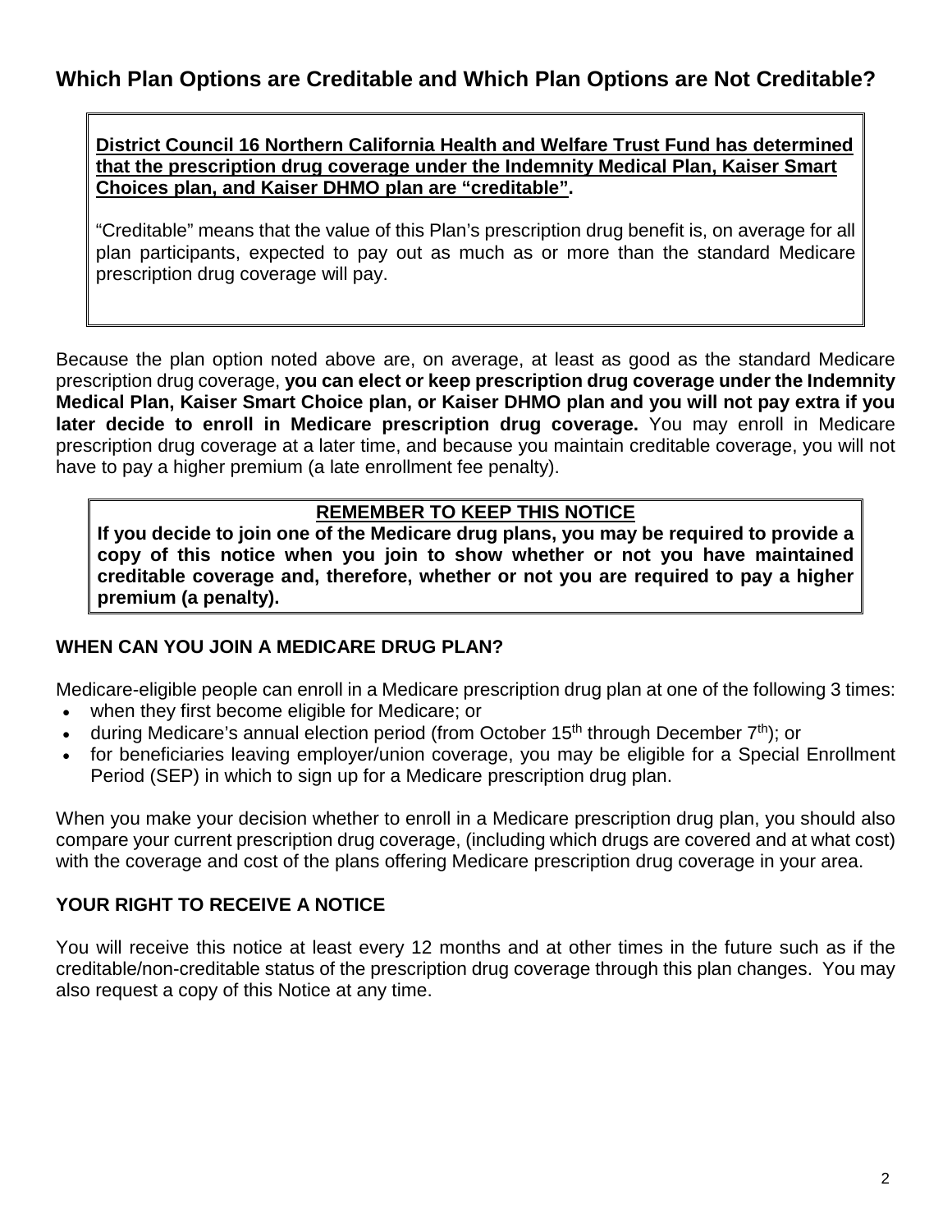## Which Plan Options are Creditable and Which Plan Options are Not Creditable?

**District Council 16 Northern California Health and Welfare Trust Fund has determined that the prescription drug coverage under the Indemnity Medical Plan, Kaiser Smart Choices plan, and Kaiser DHMO plan are "creditable".**

"Creditable" means that the value of this Plan's prescription drug benefit is, on average for all plan participants, expected to pay out as much as or more than the standard Medicare prescription drug coverage will pay.

Because the plan option noted above are, on average, at least as good as the standard Medicare prescription drug coverage, **you can elect or keep prescription drug coverage under the Indemnity Medical Plan, Kaiser Smart Choice plan, or Kaiser DHMO plan and you will not pay extra if you later decide to enroll in Medicare prescription drug coverage.** You may enroll in Medicare prescription drug coverage at a later time, and because you maintain creditable coverage, you will not have to pay a higher premium (a late enrollment fee penalty).

**REMEMBER TO KEEP THIS NOTICE**

**If you decide to join one of the Medicare drug plans, you may be required to provide a copy of this notice when you join to show whether or not you have maintained creditable coverage and, therefore, whether or not you are required to pay a higher premium (a penalty).**

### WHEN CAN YOU JOIN A MEDICARE DRUG PLAN?

Medicare-eligible people can enroll in a Medicare prescription drug plan at one of the following 3 times:

- when they first become eligible for Medicare; or
- during Medicare's annual election period (from October 15th through December 7th); or
- for beneficiaries leaving employer/union coverage, you may be eligible for a Special Enrollment Period (SEP) in which to sign up for a Medicare prescription drug plan.

When you make your decision whether to enroll in a Medicare prescription drug plan, you should also compare your current prescription drug coverage, (including which drugs are covered and at what cost) with the coverage and cost of the plans offering Medicare prescription drug coverage in your area.

### YOUR RIGHT TO RECEIVE A NOTICE

You will receive this notice at least every 12 months and at other times in the future such as if the creditable/non-creditable status of the prescription drug coverage through this plan changes. You may also request a copy of this Notice at any time.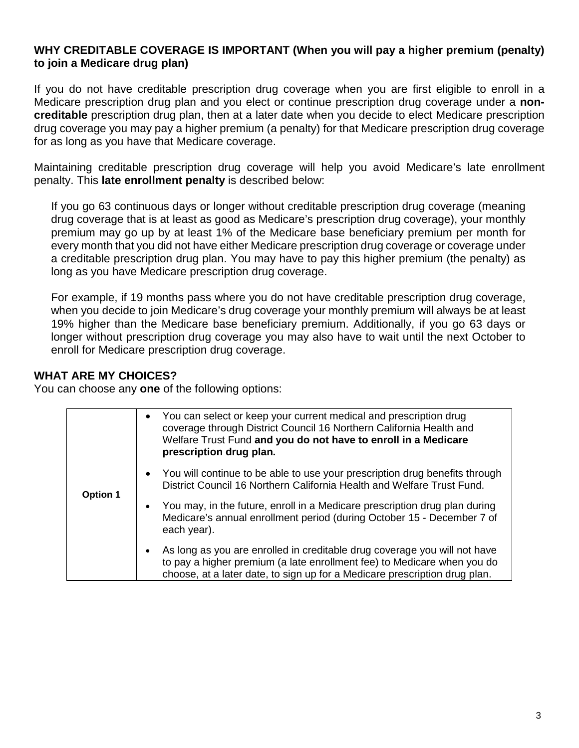**WHY CREDITABLE COVERAGE IS IMPORTANT (When you will pay a higher premium (penalty) to join a Medicare drug plan)**

If you do not have creditable prescription drug coverage when you are first eligible to enroll in a Medicare prescription drug plan and you elect or continue prescription drug coverage under a **non-creditable** prescription drug plan, then at a later date when you decide to elect Medicare prescription drug coverage you may pay a higher premium (a penalty) for that Medicare prescription drug coverage for as long as you have that Medicare coverage.

Maintaining creditable prescription drug coverage will help you avoid Medicare's late enrollment penalty. This **late enrollment penalty** is described below:

> If you go 63 continuous days or longer without creditable prescription drug coverage (meaning drug coverage that is at least as good as Medicare's prescription drug coverage), your monthly premium may go up by at least 1% of the Medicare base beneficiary premium per month for every month that you did not have either Medicare prescription drug coverage or coverage under a creditable prescription drug plan. You may have to pay this higher premium (the penalty) as long as you have Medicare prescription drug coverage.
>
> For example, if 19 months pass where you do not have creditable prescription drug coverage, when you decide to join Medicare's drug coverage your monthly premium will always be at least 19% higher than the Medicare base beneficiary premium. Additionally, if you go 63 days or longer without prescription drug coverage you may also have to wait until the next October to enroll for Medicare prescription drug coverage.

**WHAT ARE MY CHOICES?**

You can choose any **one** of the following options:

| | |
|---|---|
| **Option 1** | • You can select or keep your current medical and prescription drug coverage through District Council 16 Northern California Health and Welfare Trust Fund **and you do not have to enroll in a Medicare prescription drug plan.**<br>• You will continue to be able to use your prescription drug benefits through District Council 16 Northern California Health and Welfare Trust Fund.<br>• You may, in the future, enroll in a Medicare prescription drug plan during Medicare's annual enrollment period (during October 15 - December 7 of each year).<br>• As long as you are enrolled in creditable drug coverage you will not have to pay a higher premium (a late enrollment fee) to Medicare when you do choose, at a later date, to sign up for a Medicare prescription drug plan. |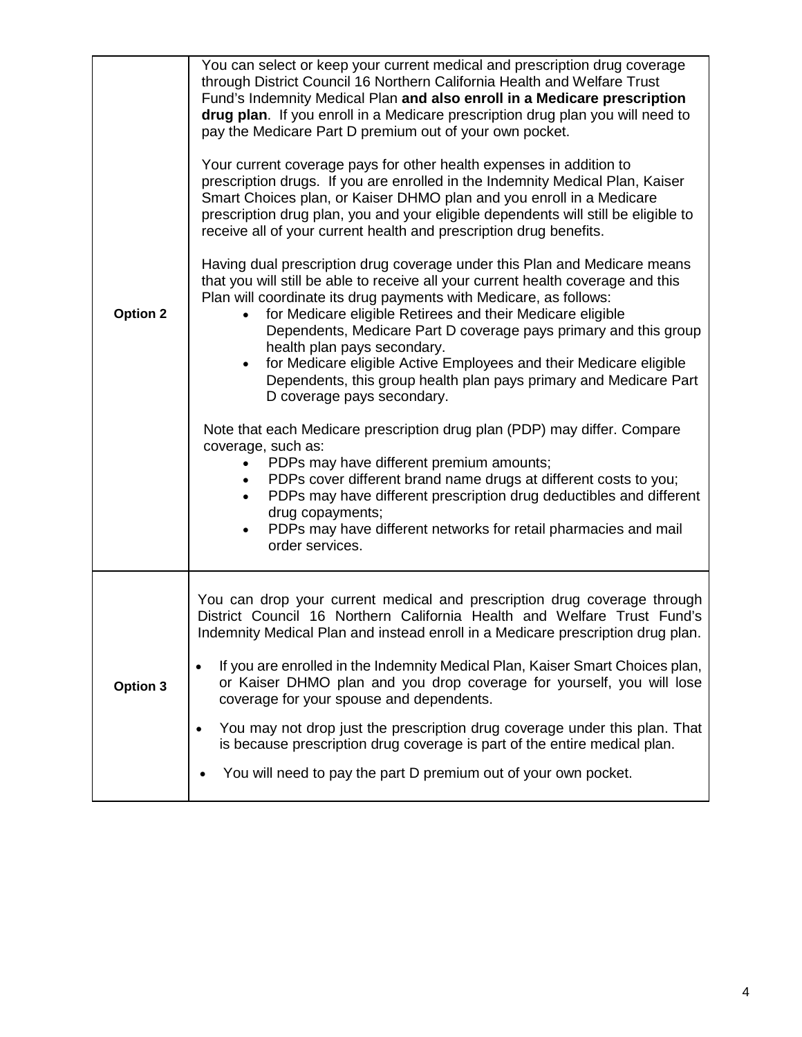| | |
|---|---|
| **Option 2** | You can select or keep your current medical and prescription drug coverage through District Council 16 Northern California Health and Welfare Trust Fund's Indemnity Medical Plan **and also enroll in a Medicare prescription drug plan**. If you enroll in a Medicare prescription drug plan you will need to pay the Medicare Part D premium out of your own pocket.<br><br>Your current coverage pays for other health expenses in addition to prescription drugs. If you are enrolled in the Indemnity Medical Plan, Kaiser Smart Choices plan, or Kaiser DHMO plan and you enroll in a Medicare prescription drug plan, you and your eligible dependents will still be eligible to receive all of your current health and prescription drug benefits.<br><br>Having dual prescription drug coverage under this Plan and Medicare means that you will still be able to receive all your current health coverage and this Plan will coordinate its drug payments with Medicare, as follows:<br>• for Medicare eligible Retirees and their Medicare eligible Dependents, Medicare Part D coverage pays primary and this group health plan pays secondary.<br>• for Medicare eligible Active Employees and their Medicare eligible Dependents, this group health plan pays primary and Medicare Part D coverage pays secondary.<br><br>Note that each Medicare prescription drug plan (PDP) may differ. Compare coverage, such as:<br>• PDPs may have different premium amounts;<br>• PDPs cover different brand name drugs at different costs to you;<br>• PDPs may have different prescription drug deductibles and different drug copayments;<br>• PDPs may have different networks for retail pharmacies and mail order services. |
| **Option 3** | You can drop your current medical and prescription drug coverage through District Council 16 Northern California Health and Welfare Trust Fund's Indemnity Medical Plan and instead enroll in a Medicare prescription drug plan.<br><br>• If you are enrolled in the Indemnity Medical Plan, Kaiser Smart Choices plan, or Kaiser DHMO plan and you drop coverage for yourself, you will lose coverage for your spouse and dependents.<br>• You may not drop just the prescription drug coverage under this plan. That is because prescription drug coverage is part of the entire medical plan.<br>• You will need to pay the part D premium out of your own pocket. |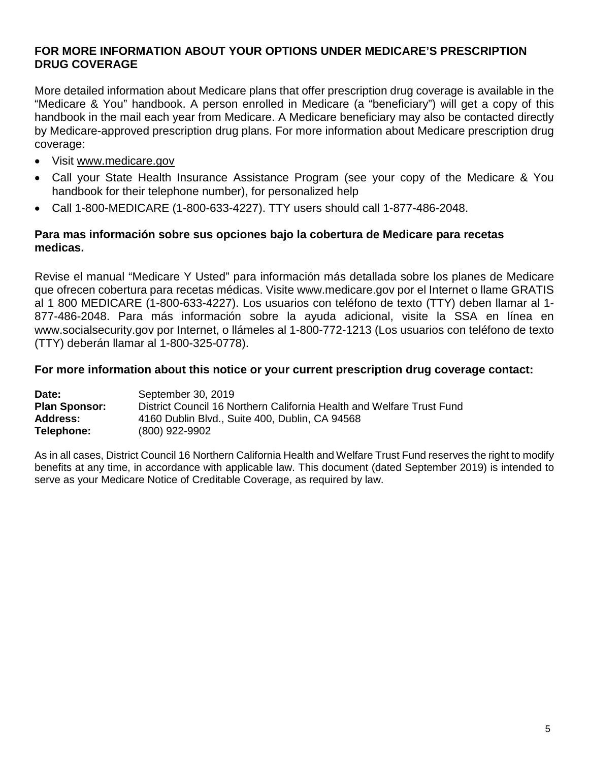**FOR MORE INFORMATION ABOUT YOUR OPTIONS UNDER MEDICARE'S PRESCRIPTION DRUG COVERAGE**

More detailed information about Medicare plans that offer prescription drug coverage is available in the "Medicare & You" handbook. A person enrolled in Medicare (a "beneficiary") will get a copy of this handbook in the mail each year from Medicare. A Medicare beneficiary may also be contacted directly by Medicare-approved prescription drug plans. For more information about Medicare prescription drug coverage:

- Visit www.medicare.gov
- Call your State Health Insurance Assistance Program (see your copy of the Medicare & You handbook for their telephone number), for personalized help
- Call 1-800-MEDICARE (1-800-633-4227). TTY users should call 1-877-486-2048.

**Para mas información sobre sus opciones bajo la cobertura de Medicare para recetas medicas.**

Revise el manual "Medicare Y Usted" para información más detallada sobre los planes de Medicare que ofrecen cobertura para recetas médicas. Visite www.medicare.gov por el Internet o llame GRATIS al 1 800 MEDICARE (1-800-633-4227). Los usuarios con teléfono de texto (TTY) deben llamar al 1-877-486-2048. Para más información sobre la ayuda adicional, visite la SSA en línea en www.socialsecurity.gov por Internet, o llámeles al 1-800-772-1213 (Los usuarios con teléfono de texto (TTY) deberán llamar al 1-800-325-0778).

**For more information about this notice or your current prescription drug coverage contact:**

| | |
|---|---|
| **Date:** | September 30, 2019 |
| **Plan Sponsor:** | District Council 16 Northern California Health and Welfare Trust Fund |
| **Address:** | 4160 Dublin Blvd., Suite 400, Dublin, CA 94568 |
| **Telephone:** | (800) 922-9902 |

As in all cases, District Council 16 Northern California Health and Welfare Trust Fund reserves the right to modify benefits at any time, in accordance with applicable law. This document (dated September 2019) is intended to serve as your Medicare Notice of Creditable Coverage, as required by law.